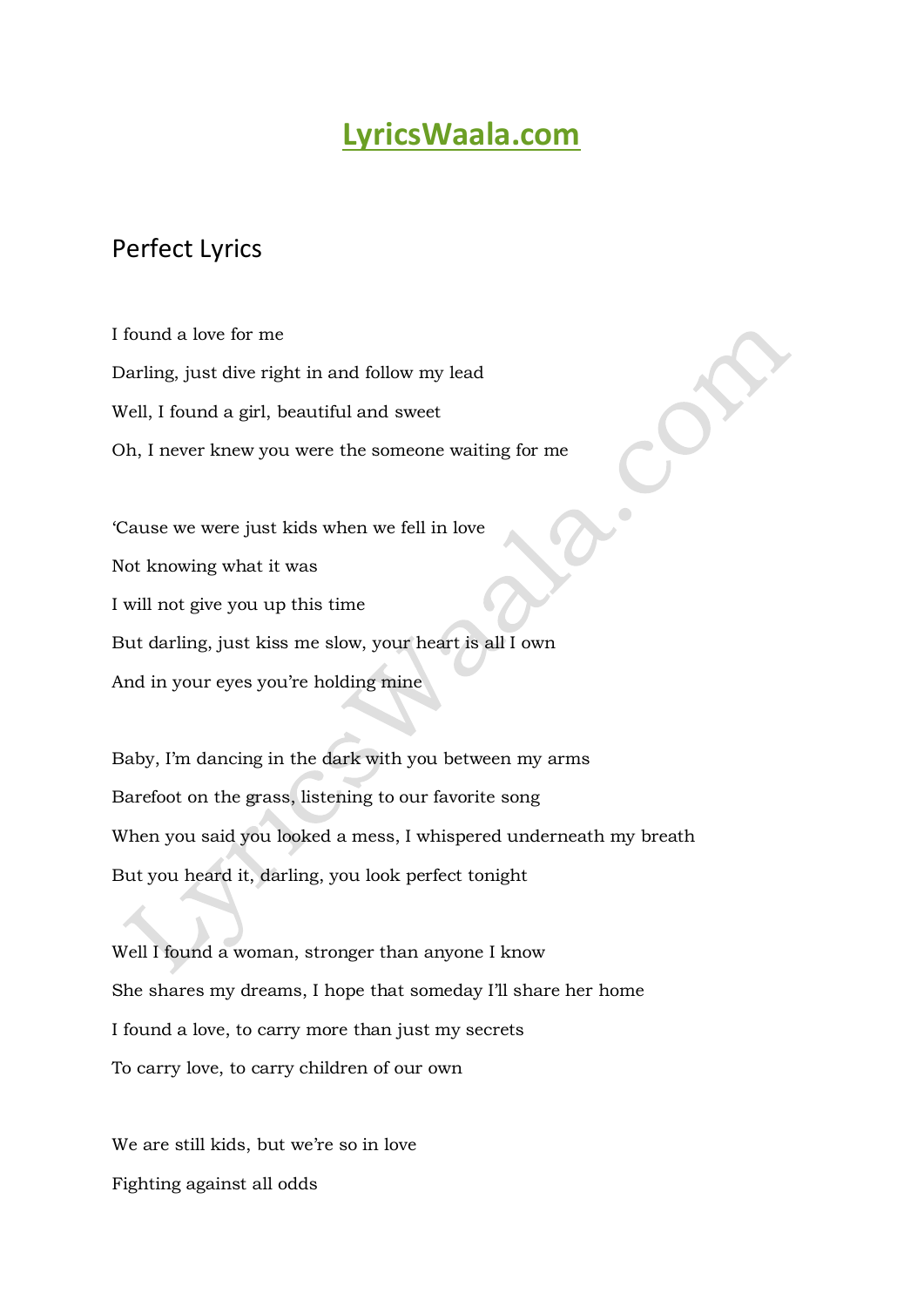## **[LyricsWaala.com](https://www.lyricswaala.com/)**

## Perfect Lyrics

I found a love for me Darling, just dive right in and follow my lead Well, I found a girl, beautiful and sweet Oh, I never knew you were the someone waiting for me

'Cause we were just kids when we fell in love Not knowing what it was I will not give you up this time But darling, just kiss me slow, your heart is all I own And in your eyes you're holding mine

Baby, I'm dancing in the dark with you between my arms Barefoot on the grass, listening to our favorite song When you said you looked a mess, I whispered underneath my breath But you heard it, darling, you look perfect tonight

Well I found a woman, stronger than anyone I know She shares my dreams, I hope that someday I'll share her home I found a love, to carry more than just my secrets To carry love, to carry children of our own

We are still kids, but we're so in love Fighting against all odds